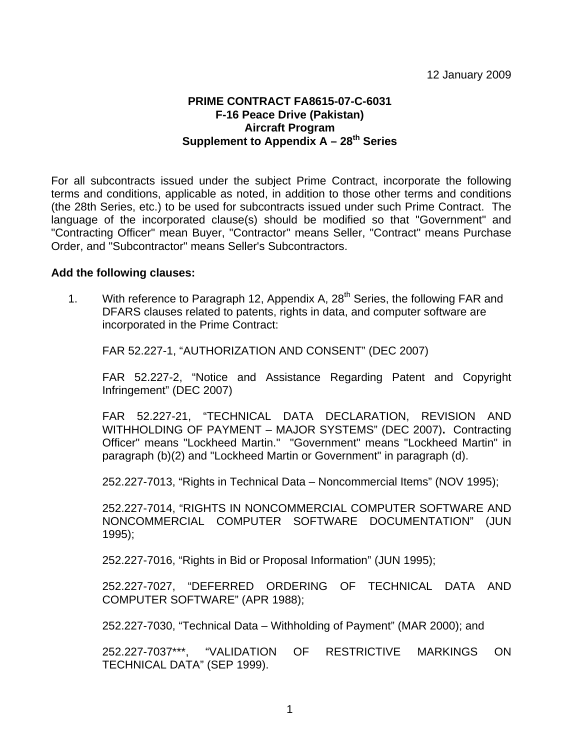12 January 2009

**PRIME CONTRACT FA8615-07-C-6031**
**F-16 Peace Drive (Pakistan)**
**Aircraft Program**
**Supplement to Appendix A – 28th Series**

For all subcontracts issued under the subject Prime Contract, incorporate the following terms and conditions, applicable as noted, in addition to those other terms and conditions (the 28th Series, etc.) to be used for subcontracts issued under such Prime Contract. The language of the incorporated clause(s) should be modified so that "Government" and "Contracting Officer" mean Buyer, "Contractor" means Seller, "Contract" means Purchase Order, and "Subcontractor" means Seller's Subcontractors.

**Add the following clauses:**

1. With reference to Paragraph 12, Appendix A, 28th Series, the following FAR and DFARS clauses related to patents, rights in data, and computer software are incorporated in the Prime Contract:

   FAR 52.227-1, "AUTHORIZATION AND CONSENT" (DEC 2007)

   FAR 52.227-2, "Notice and Assistance Regarding Patent and Copyright Infringement" (DEC 2007)

   FAR 52.227-21, "TECHNICAL DATA DECLARATION, REVISION AND WITHHOLDING OF PAYMENT – MAJOR SYSTEMS" (DEC 2007)**.** Contracting Officer" means "Lockheed Martin." "Government" means "Lockheed Martin" in paragraph (b)(2) and "Lockheed Martin or Government" in paragraph (d).

   252.227-7013, "Rights in Technical Data – Noncommercial Items" (NOV 1995);

   252.227-7014, "RIGHTS IN NONCOMMERCIAL COMPUTER SOFTWARE AND NONCOMMERCIAL COMPUTER SOFTWARE DOCUMENTATION" (JUN 1995);

   252.227-7016, "Rights in Bid or Proposal Information" (JUN 1995);

   252.227-7027, "DEFERRED ORDERING OF TECHNICAL DATA AND COMPUTER SOFTWARE" (APR 1988);

   252.227-7030, "Technical Data – Withholding of Payment" (MAR 2000); and

   252.227-7037***, "VALIDATION OF RESTRICTIVE MARKINGS ON TECHNICAL DATA" (SEP 1999).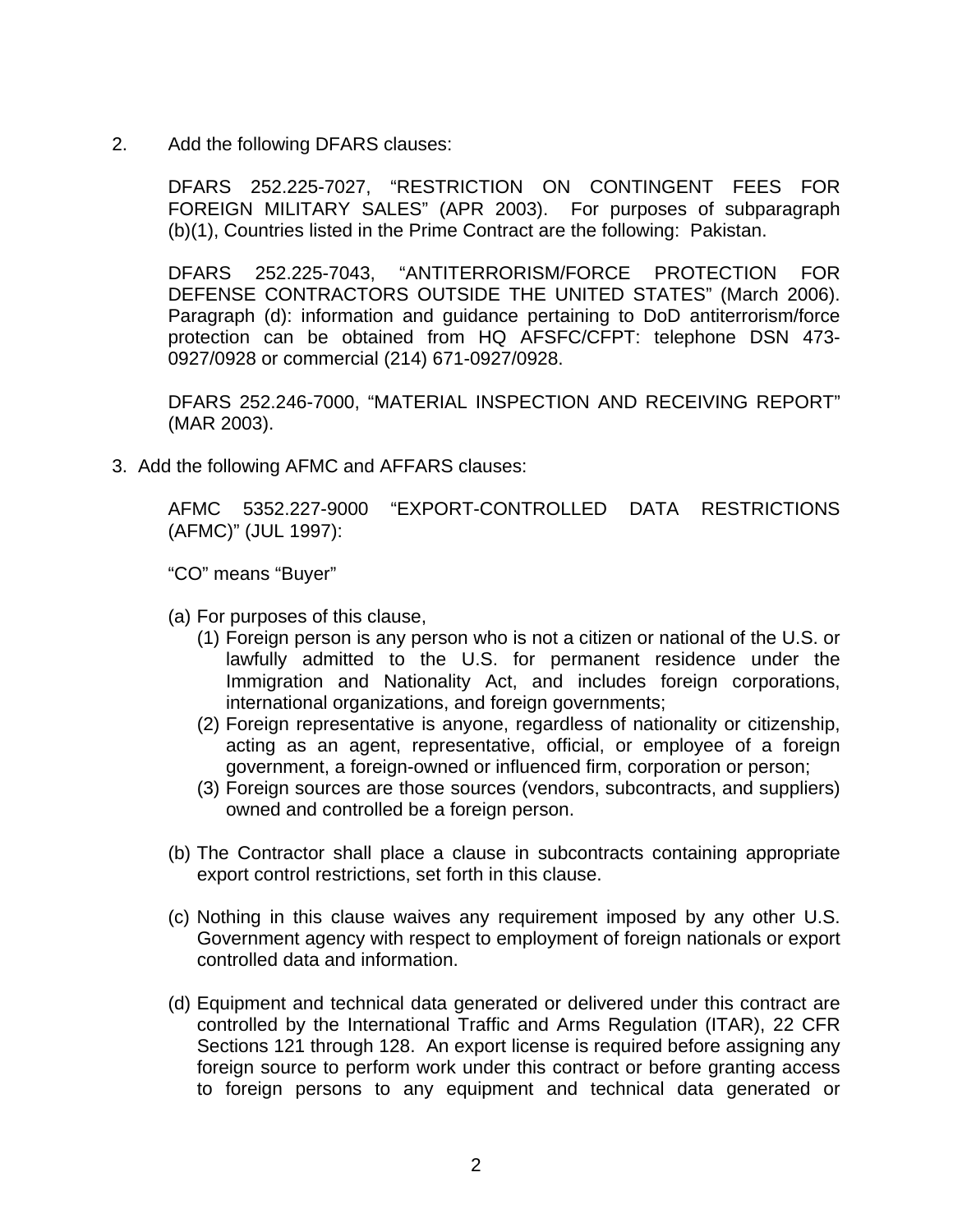2. Add the following DFARS clauses:

   DFARS 252.225-7027, "RESTRICTION ON CONTINGENT FEES FOR FOREIGN MILITARY SALES" (APR 2003). For purposes of subparagraph (b)(1), Countries listed in the Prime Contract are the following: Pakistan.

   DFARS 252.225-7043, "ANTITERRORISM/FORCE PROTECTION FOR DEFENSE CONTRACTORS OUTSIDE THE UNITED STATES" (March 2006). Paragraph (d): information and guidance pertaining to DoD antiterrorism/force protection can be obtained from HQ AFSFC/CFPT: telephone DSN 473-0927/0928 or commercial (214) 671-0927/0928.

   DFARS 252.246-7000, "MATERIAL INSPECTION AND RECEIVING REPORT" (MAR 2003).

3. Add the following AFMC and AFFARS clauses:

   AFMC 5352.227-9000 "EXPORT-CONTROLLED DATA RESTRICTIONS (AFMC)" (JUL 1997):

   "CO" means "Buyer"

   (a) For purposes of this clause,
      (1) Foreign person is any person who is not a citizen or national of the U.S. or lawfully admitted to the U.S. for permanent residence under the Immigration and Nationality Act, and includes foreign corporations, international organizations, and foreign governments;
      (2) Foreign representative is anyone, regardless of nationality or citizenship, acting as an agent, representative, official, or employee of a foreign government, a foreign-owned or influenced firm, corporation or person;
      (3) Foreign sources are those sources (vendors, subcontracts, and suppliers) owned and controlled be a foreign person.

   (b) The Contractor shall place a clause in subcontracts containing appropriate export control restrictions, set forth in this clause.

   (c) Nothing in this clause waives any requirement imposed by any other U.S. Government agency with respect to employment of foreign nationals or export controlled data and information.

   (d) Equipment and technical data generated or delivered under this contract are controlled by the International Traffic and Arms Regulation (ITAR), 22 CFR Sections 121 through 128. An export license is required before assigning any foreign source to perform work under this contract or before granting access to foreign persons to any equipment and technical data generated or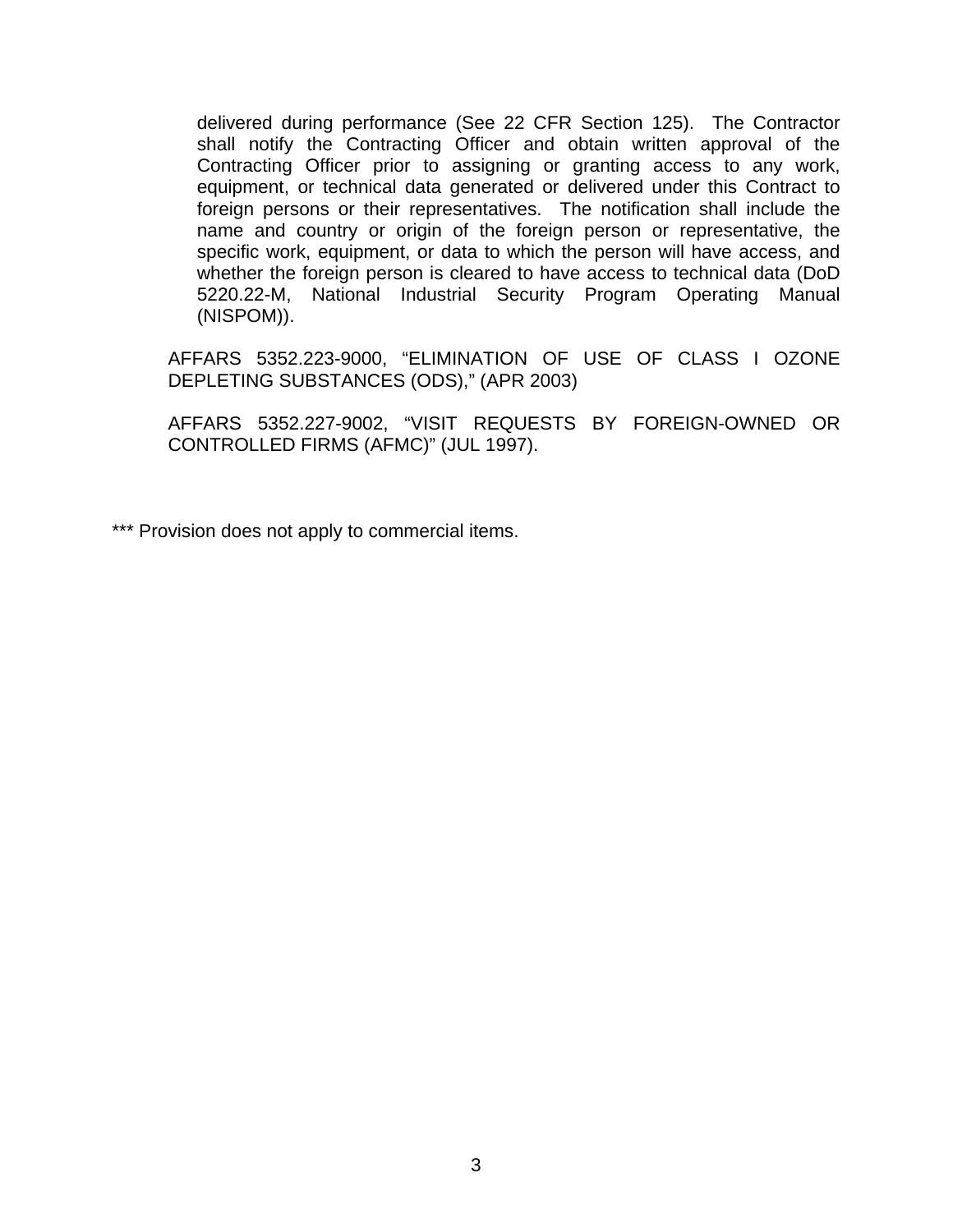delivered during performance (See 22 CFR Section 125). The Contractor shall notify the Contracting Officer and obtain written approval of the Contracting Officer prior to assigning or granting access to any work, equipment, or technical data generated or delivered under this Contract to foreign persons or their representatives. The notification shall include the name and country or origin of the foreign person or representative, the specific work, equipment, or data to which the person will have access, and whether the foreign person is cleared to have access to technical data (DoD 5220.22-M, National Industrial Security Program Operating Manual (NISPOM)).

AFFARS 5352.223-9000, "ELIMINATION OF USE OF CLASS I OZONE DEPLETING SUBSTANCES (ODS)," (APR 2003)

AFFARS 5352.227-9002, "VISIT REQUESTS BY FOREIGN-OWNED OR CONTROLLED FIRMS (AFMC)" (JUL 1997).

*** Provision does not apply to commercial items.